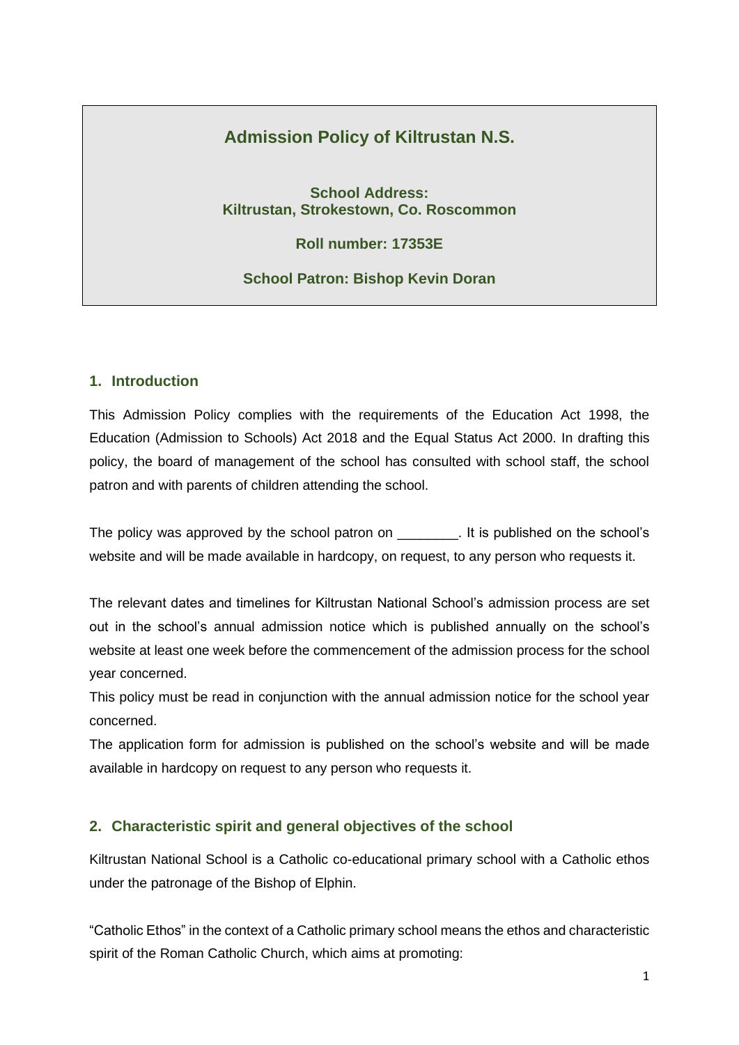# Admission Policy of Kiltrustan N.S.

**School Address:**
**Kiltrustan, Strokestown, Co. Roscommon**

**Roll number: 17353E**

**School Patron: Bishop Kevin Doran**

## 1. Introduction

This Admission Policy complies with the requirements of the Education Act 1998, the Education (Admission to Schools) Act 2018 and the Equal Status Act 2000. In drafting this policy, the board of management of the school has consulted with school staff, the school patron and with parents of children attending the school.

The policy was approved by the school patron on ________. It is published on the school's website and will be made available in hardcopy, on request, to any person who requests it.

The relevant dates and timelines for Kiltrustan National School's admission process are set out in the school's annual admission notice which is published annually on the school's website at least one week before the commencement of the admission process for the school year concerned.

This policy must be read in conjunction with the annual admission notice for the school year concerned.

The application form for admission is published on the school's website and will be made available in hardcopy on request to any person who requests it.

## 2. Characteristic spirit and general objectives of the school

Kiltrustan National School is a Catholic co-educational primary school with a Catholic ethos under the patronage of the Bishop of Elphin.

"Catholic Ethos" in the context of a Catholic primary school means the ethos and characteristic spirit of the Roman Catholic Church, which aims at promoting: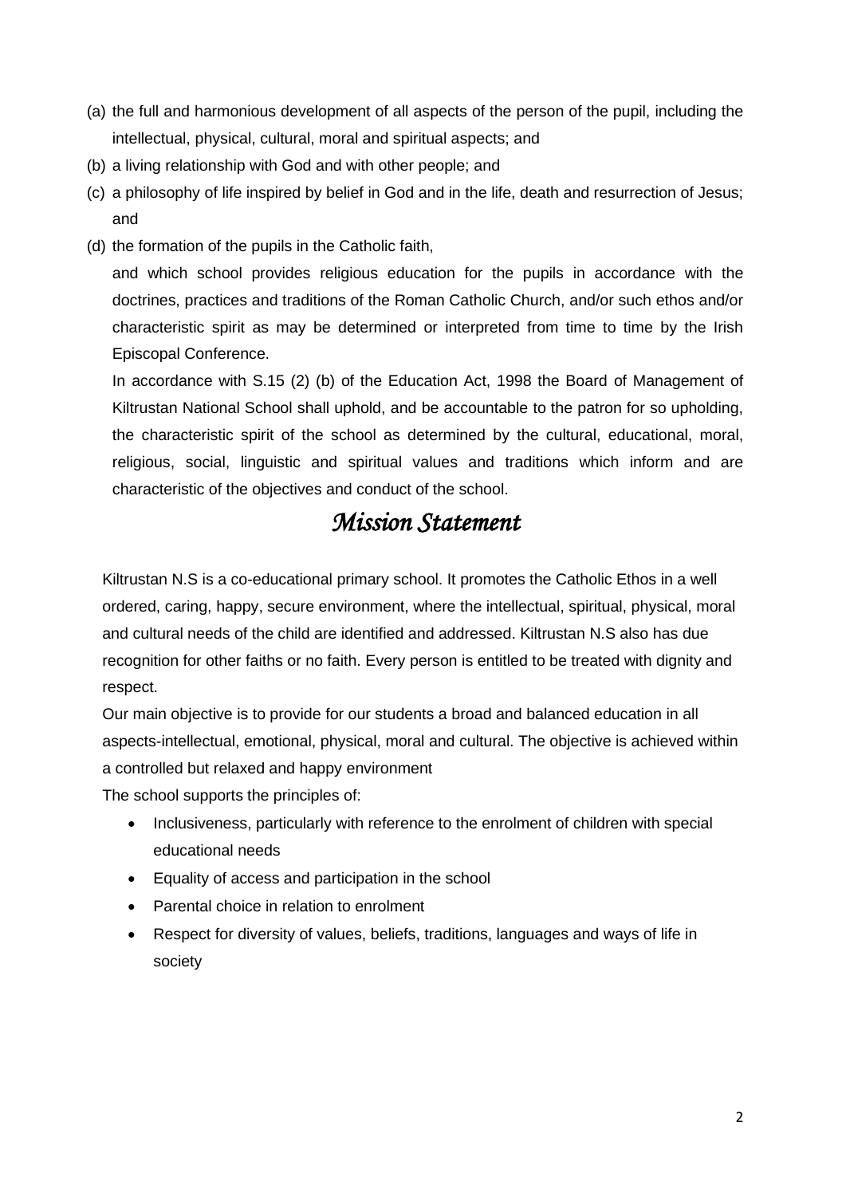(a) the full and harmonious development of all aspects of the person of the pupil, including the intellectual, physical, cultural, moral and spiritual aspects; and

(b) a living relationship with God and with other people; and

(c) a philosophy of life inspired by belief in God and in the life, death and resurrection of Jesus; and

(d) the formation of the pupils in the Catholic faith,

and which school provides religious education for the pupils in accordance with the doctrines, practices and traditions of the Roman Catholic Church, and/or such ethos and/or characteristic spirit as may be determined or interpreted from time to time by the Irish Episcopal Conference.

In accordance with S.15 (2) (b) of the Education Act, 1998 the Board of Management of Kiltrustan National School shall uphold, and be accountable to the patron for so upholding, the characteristic spirit of the school as determined by the cultural, educational, moral, religious, social, linguistic and spiritual values and traditions which inform and are characteristic of the objectives and conduct of the school.

# *Mission Statement*

Kiltrustan N.S is a co-educational primary school. It promotes the Catholic Ethos in a well ordered, caring, happy, secure environment, where the intellectual, spiritual, physical, moral and cultural needs of the child are identified and addressed. Kiltrustan N.S also has due recognition for other faiths or no faith. Every person is entitled to be treated with dignity and respect.

Our main objective is to provide for our students a broad and balanced education in all aspects-intellectual, emotional, physical, moral and cultural. The objective is achieved within a controlled but relaxed and happy environment

The school supports the principles of:

- Inclusiveness, particularly with reference to the enrolment of children with special educational needs
- Equality of access and participation in the school
- Parental choice in relation to enrolment
- Respect for diversity of values, beliefs, traditions, languages and ways of life in society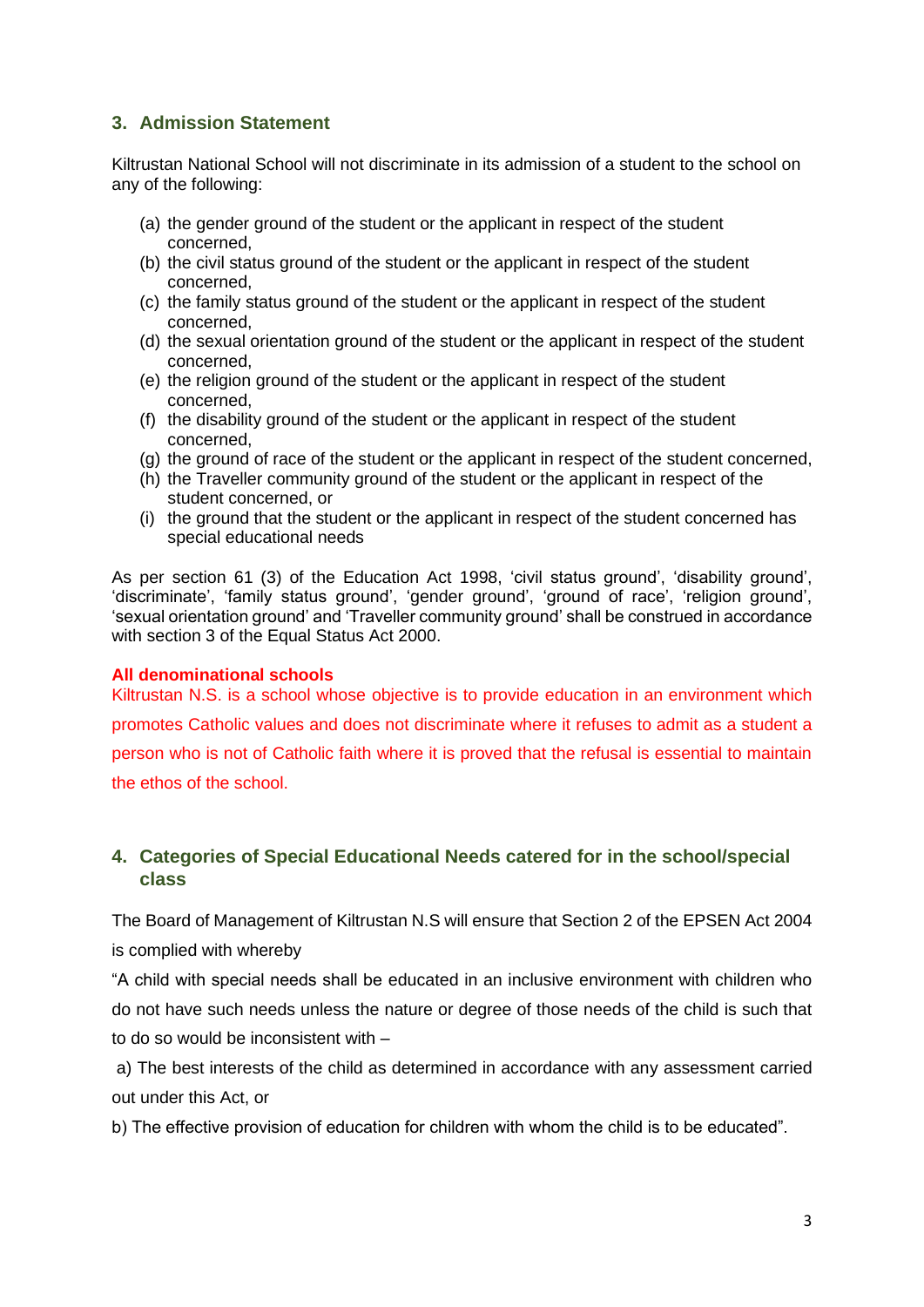## 3. Admission Statement

Kiltrustan National School will not discriminate in its admission of a student to the school on any of the following:

(a) the gender ground of the student or the applicant in respect of the student concerned,
(b) the civil status ground of the student or the applicant in respect of the student concerned,
(c) the family status ground of the student or the applicant in respect of the student concerned,
(d) the sexual orientation ground of the student or the applicant in respect of the student concerned,
(e) the religion ground of the student or the applicant in respect of the student concerned,
(f) the disability ground of the student or the applicant in respect of the student concerned,
(g) the ground of race of the student or the applicant in respect of the student concerned,
(h) the Traveller community ground of the student or the applicant in respect of the student concerned, or
(i) the ground that the student or the applicant in respect of the student concerned has special educational needs

As per section 61 (3) of the Education Act 1998, 'civil status ground', 'disability ground', 'discriminate', 'family status ground', 'gender ground', 'ground of race', 'religion ground', 'sexual orientation ground' and 'Traveller community ground' shall be construed in accordance with section 3 of the Equal Status Act 2000.

**All denominational schools**

Kiltrustan N.S. is a school whose objective is to provide education in an environment which promotes Catholic values and does not discriminate where it refuses to admit as a student a person who is not of Catholic faith where it is proved that the refusal is essential to maintain the ethos of the school.

## 4. Categories of Special Educational Needs catered for in the school/special class

The Board of Management of Kiltrustan N.S will ensure that Section 2 of the EPSEN Act 2004 is complied with whereby

"A child with special needs shall be educated in an inclusive environment with children who do not have such needs unless the nature or degree of those needs of the child is such that to do so would be inconsistent with –

a) The best interests of the child as determined in accordance with any assessment carried out under this Act, or

b) The effective provision of education for children with whom the child is to be educated".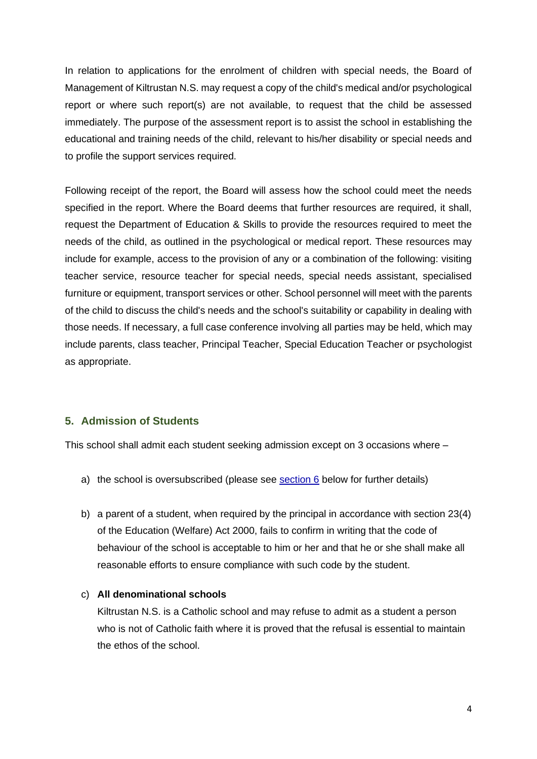In relation to applications for the enrolment of children with special needs, the Board of Management of Kiltrustan N.S. may request a copy of the child's medical and/or psychological report or where such report(s) are not available, to request that the child be assessed immediately. The purpose of the assessment report is to assist the school in establishing the educational and training needs of the child, relevant to his/her disability or special needs and to profile the support services required.

Following receipt of the report, the Board will assess how the school could meet the needs specified in the report. Where the Board deems that further resources are required, it shall, request the Department of Education & Skills to provide the resources required to meet the needs of the child, as outlined in the psychological or medical report. These resources may include for example, access to the provision of any or a combination of the following: visiting teacher service, resource teacher for special needs, special needs assistant, specialised furniture or equipment, transport services or other. School personnel will meet with the parents of the child to discuss the child's needs and the school's suitability or capability in dealing with those needs. If necessary, a full case conference involving all parties may be held, which may include parents, class teacher, Principal Teacher, Special Education Teacher or psychologist as appropriate.

## 5. Admission of Students

This school shall admit each student seeking admission except on 3 occasions where –

a) the school is oversubscribed (please see section 6 below for further details)

b) a parent of a student, when required by the principal in accordance with section 23(4) of the Education (Welfare) Act 2000, fails to confirm in writing that the code of behaviour of the school is acceptable to him or her and that he or she shall make all reasonable efforts to ensure compliance with such code by the student.

c) **All denominational schools**

   Kiltrustan N.S. is a Catholic school and may refuse to admit as a student a person who is not of Catholic faith where it is proved that the refusal is essential to maintain the ethos of the school.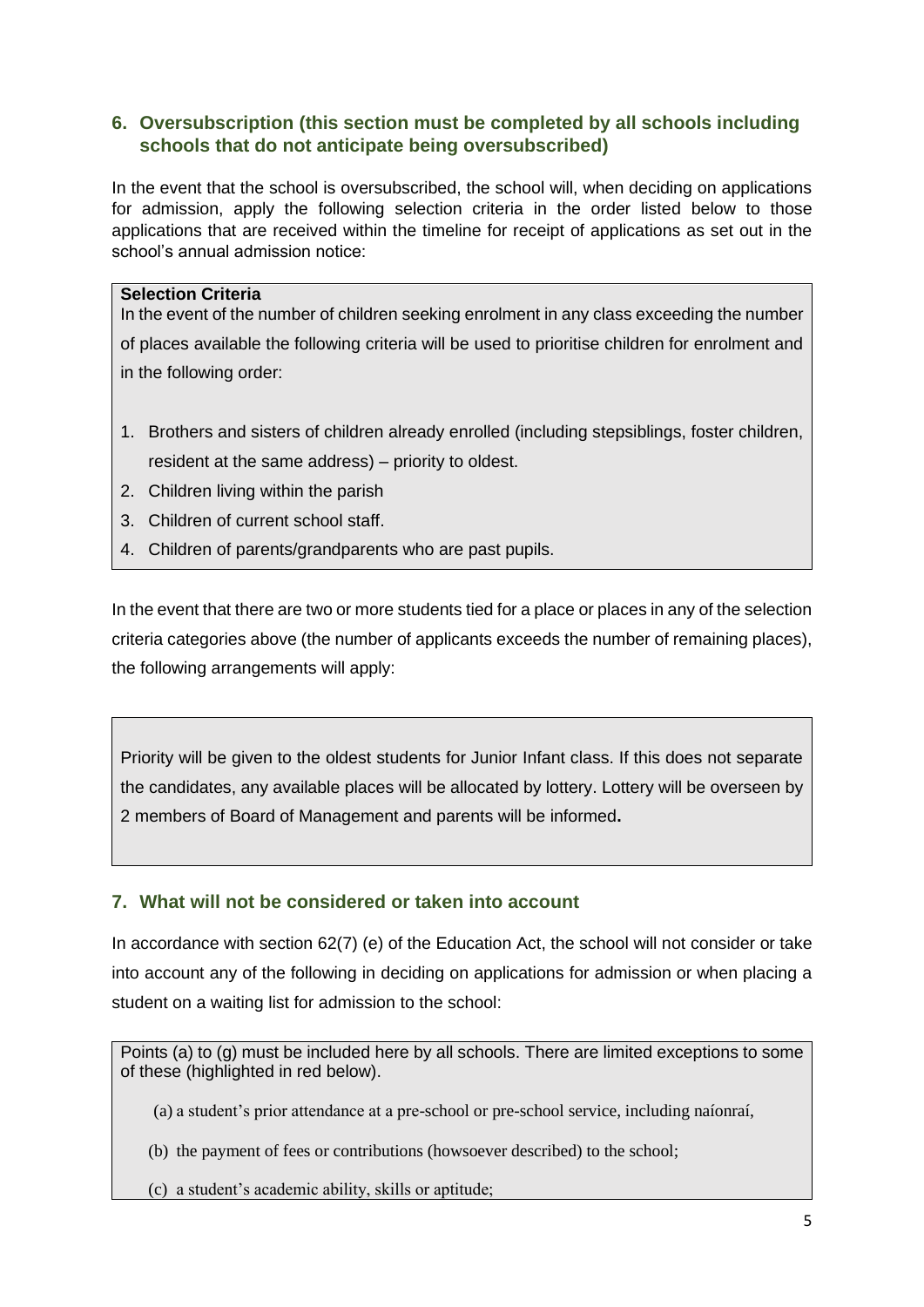## 6. Oversubscription (this section must be completed by all schools including schools that do not anticipate being oversubscribed)

In the event that the school is oversubscribed, the school will, when deciding on applications for admission, apply the following selection criteria in the order listed below to those applications that are received within the timeline for receipt of applications as set out in the school's annual admission notice:

**Selection Criteria**

In the event of the number of children seeking enrolment in any class exceeding the number of places available the following criteria will be used to prioritise children for enrolment and in the following order:

1. Brothers and sisters of children already enrolled (including stepsiblings, foster children, resident at the same address) – priority to oldest.
2. Children living within the parish
3. Children of current school staff.
4. Children of parents/grandparents who are past pupils.

In the event that there are two or more students tied for a place or places in any of the selection criteria categories above (the number of applicants exceeds the number of remaining places), the following arrangements will apply:

Priority will be given to the oldest students for Junior Infant class. If this does not separate the candidates, any available places will be allocated by lottery. Lottery will be overseen by 2 members of Board of Management and parents will be informed**.**

## 7. What will not be considered or taken into account

In accordance with section 62(7) (e) of the Education Act, the school will not consider or take into account any of the following in deciding on applications for admission or when placing a student on a waiting list for admission to the school:

Points (a) to (g) must be included here by all schools. There are limited exceptions to some of these (highlighted in red below).

(a) a student's prior attendance at a pre-school or pre-school service, including naíonraí,

(b) the payment of fees or contributions (howsoever described) to the school;

(c) a student's academic ability, skills or aptitude;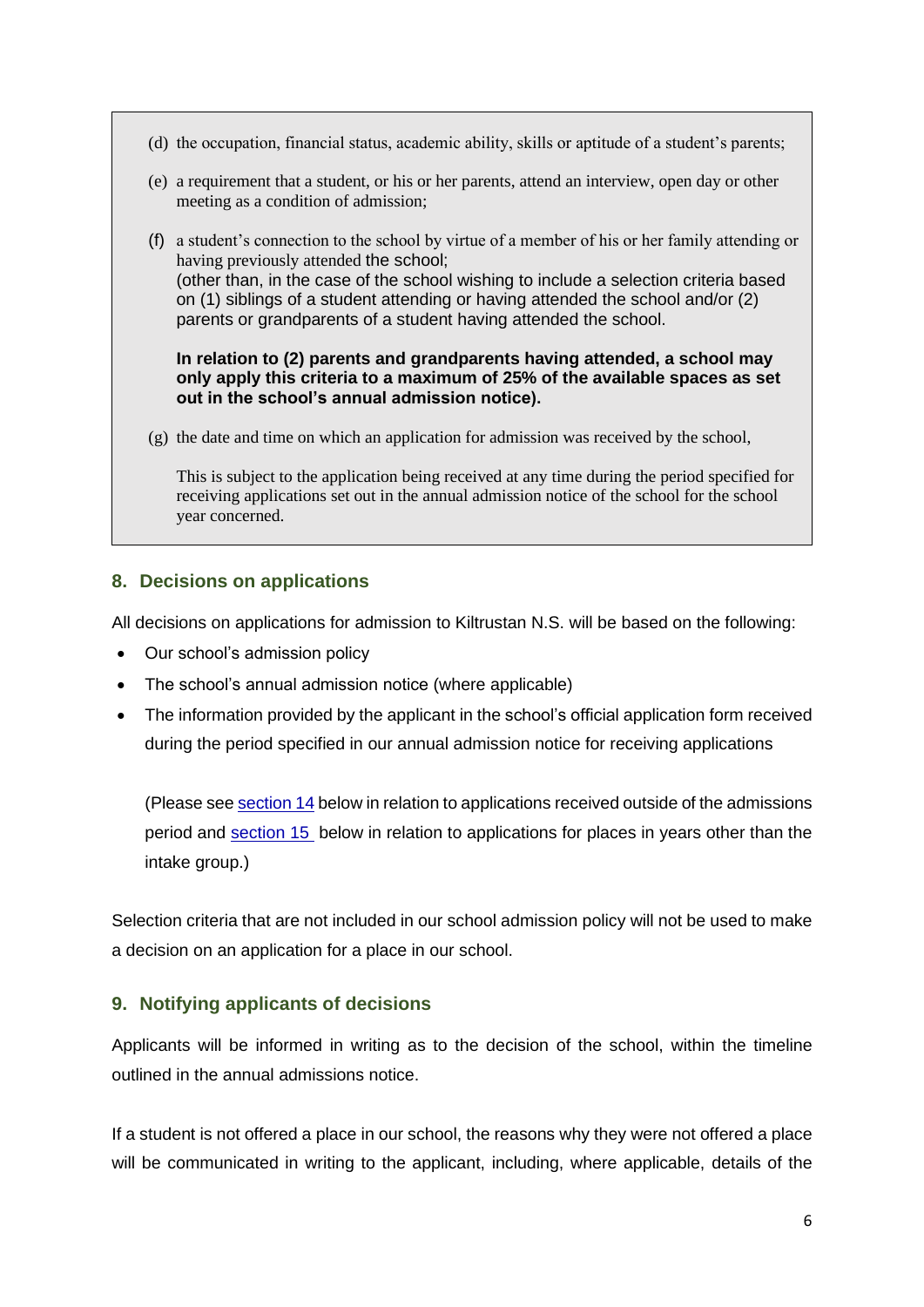(d) the occupation, financial status, academic ability, skills or aptitude of a student's parents;

(e) a requirement that a student, or his or her parents, attend an interview, open day or other meeting as a condition of admission;

(f) a student's connection to the school by virtue of a member of his or her family attending or having previously attended the school;
(other than, in the case of the school wishing to include a selection criteria based on (1) siblings of a student attending or having attended the school and/or (2) parents or grandparents of a student having attended the school.

**In relation to (2) parents and grandparents having attended, a school may only apply this criteria to a maximum of 25% of the available spaces as set out in the school's annual admission notice).**

(g) the date and time on which an application for admission was received by the school,

This is subject to the application being received at any time during the period specified for receiving applications set out in the annual admission notice of the school for the school year concerned.

## 8. Decisions on applications

All decisions on applications for admission to Kiltrustan N.S. will be based on the following:

- Our school's admission policy
- The school's annual admission notice (where applicable)
- The information provided by the applicant in the school's official application form received during the period specified in our annual admission notice for receiving applications

(Please see section 14 below in relation to applications received outside of the admissions period and section 15 below in relation to applications for places in years other than the intake group.)

Selection criteria that are not included in our school admission policy will not be used to make a decision on an application for a place in our school.

## 9. Notifying applicants of decisions

Applicants will be informed in writing as to the decision of the school, within the timeline outlined in the annual admissions notice.

If a student is not offered a place in our school, the reasons why they were not offered a place will be communicated in writing to the applicant, including, where applicable, details of the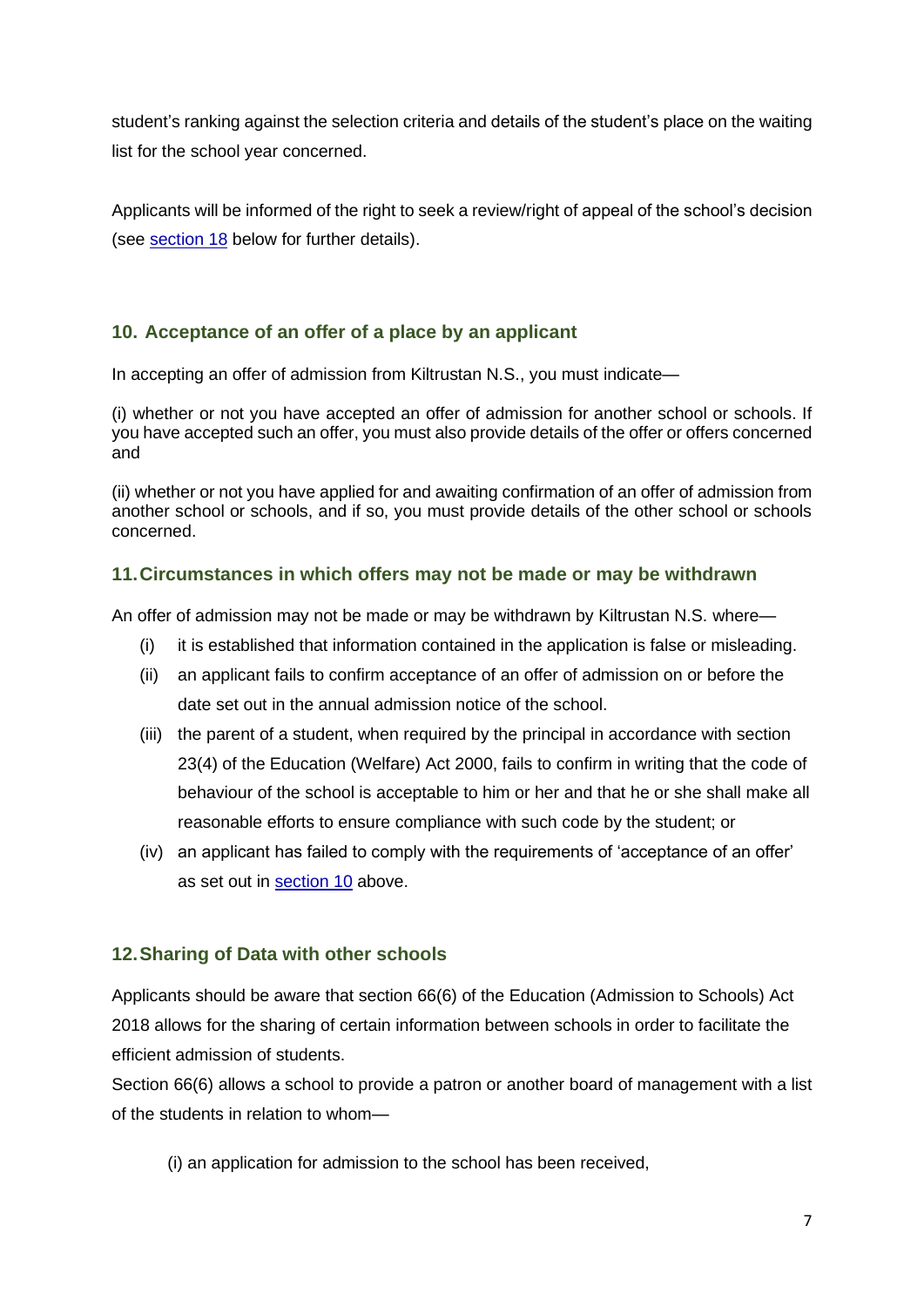student's ranking against the selection criteria and details of the student's place on the waiting list for the school year concerned.

Applicants will be informed of the right to seek a review/right of appeal of the school's decision (see section 18 below for further details).

## 10. Acceptance of an offer of a place by an applicant

In accepting an offer of admission from Kiltrustan N.S., you must indicate—

(i) whether or not you have accepted an offer of admission for another school or schools. If you have accepted such an offer, you must also provide details of the offer or offers concerned and

(ii) whether or not you have applied for and awaiting confirmation of an offer of admission from another school or schools, and if so, you must provide details of the other school or schools concerned.

## 11. Circumstances in which offers may not be made or may be withdrawn

An offer of admission may not be made or may be withdrawn by Kiltrustan N.S. where—

(i) it is established that information contained in the application is false or misleading.

(ii) an applicant fails to confirm acceptance of an offer of admission on or before the date set out in the annual admission notice of the school.

(iii) the parent of a student, when required by the principal in accordance with section 23(4) of the Education (Welfare) Act 2000, fails to confirm in writing that the code of behaviour of the school is acceptable to him or her and that he or she shall make all reasonable efforts to ensure compliance with such code by the student; or

(iv) an applicant has failed to comply with the requirements of 'acceptance of an offer' as set out in section 10 above.

## 12. Sharing of Data with other schools

Applicants should be aware that section 66(6) of the Education (Admission to Schools) Act 2018 allows for the sharing of certain information between schools in order to facilitate the efficient admission of students.

Section 66(6) allows a school to provide a patron or another board of management with a list of the students in relation to whom—

(i) an application for admission to the school has been received,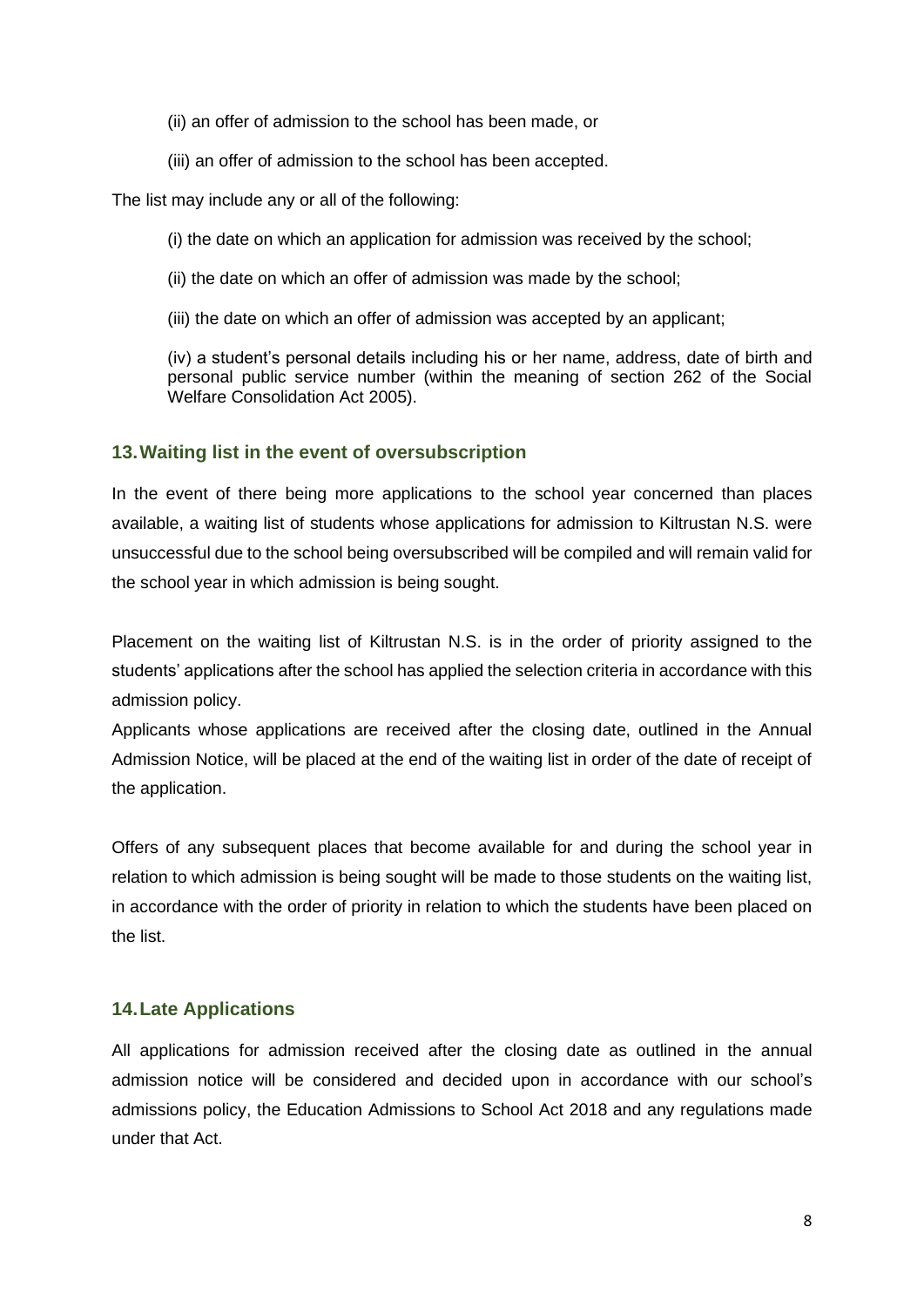(ii) an offer of admission to the school has been made, or

(iii) an offer of admission to the school has been accepted.

The list may include any or all of the following:

(i) the date on which an application for admission was received by the school;

(ii) the date on which an offer of admission was made by the school;

(iii) the date on which an offer of admission was accepted by an applicant;

(iv) a student's personal details including his or her name, address, date of birth and personal public service number (within the meaning of section 262 of the Social Welfare Consolidation Act 2005).

## 13. Waiting list in the event of oversubscription

In the event of there being more applications to the school year concerned than places available, a waiting list of students whose applications for admission to Kiltrustan N.S. were unsuccessful due to the school being oversubscribed will be compiled and will remain valid for the school year in which admission is being sought.

Placement on the waiting list of Kiltrustan N.S. is in the order of priority assigned to the students' applications after the school has applied the selection criteria in accordance with this admission policy.
Applicants whose applications are received after the closing date, outlined in the Annual Admission Notice, will be placed at the end of the waiting list in order of the date of receipt of the application.

Offers of any subsequent places that become available for and during the school year in relation to which admission is being sought will be made to those students on the waiting list, in accordance with the order of priority in relation to which the students have been placed on the list.

## 14. Late Applications

All applications for admission received after the closing date as outlined in the annual admission notice will be considered and decided upon in accordance with our school's admissions policy, the Education Admissions to School Act 2018 and any regulations made under that Act.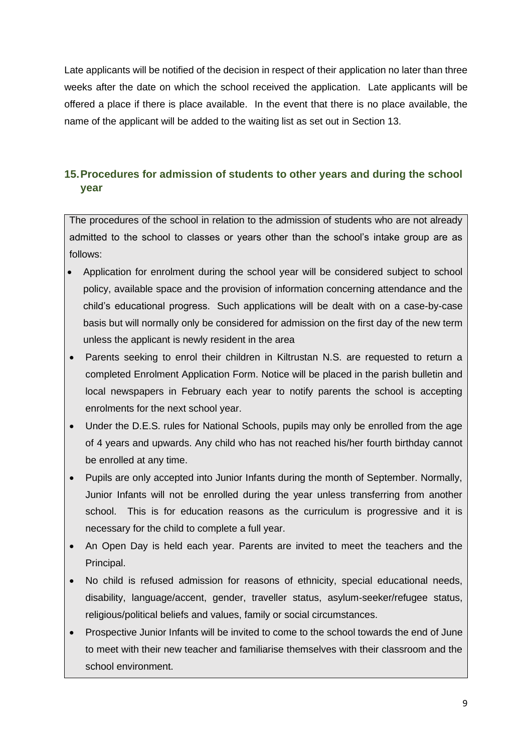Late applicants will be notified of the decision in respect of their application no later than three weeks after the date on which the school received the application. Late applicants will be offered a place if there is place available. In the event that there is no place available, the name of the applicant will be added to the waiting list as set out in Section 13.

## 15. Procedures for admission of students to other years and during the school year

The procedures of the school in relation to the admission of students who are not already admitted to the school to classes or years other than the school's intake group are as follows:

- Application for enrolment during the school year will be considered subject to school policy, available space and the provision of information concerning attendance and the child's educational progress. Such applications will be dealt with on a case-by-case basis but will normally only be considered for admission on the first day of the new term unless the applicant is newly resident in the area
- Parents seeking to enrol their children in Kiltrustan N.S. are requested to return a completed Enrolment Application Form. Notice will be placed in the parish bulletin and local newspapers in February each year to notify parents the school is accepting enrolments for the next school year.
- Under the D.E.S. rules for National Schools, pupils may only be enrolled from the age of 4 years and upwards. Any child who has not reached his/her fourth birthday cannot be enrolled at any time.
- Pupils are only accepted into Junior Infants during the month of September. Normally, Junior Infants will not be enrolled during the year unless transferring from another school. This is for education reasons as the curriculum is progressive and it is necessary for the child to complete a full year.
- An Open Day is held each year. Parents are invited to meet the teachers and the Principal.
- No child is refused admission for reasons of ethnicity, special educational needs, disability, language/accent, gender, traveller status, asylum-seeker/refugee status, religious/political beliefs and values, family or social circumstances.
- Prospective Junior Infants will be invited to come to the school towards the end of June to meet with their new teacher and familiarise themselves with their classroom and the school environment.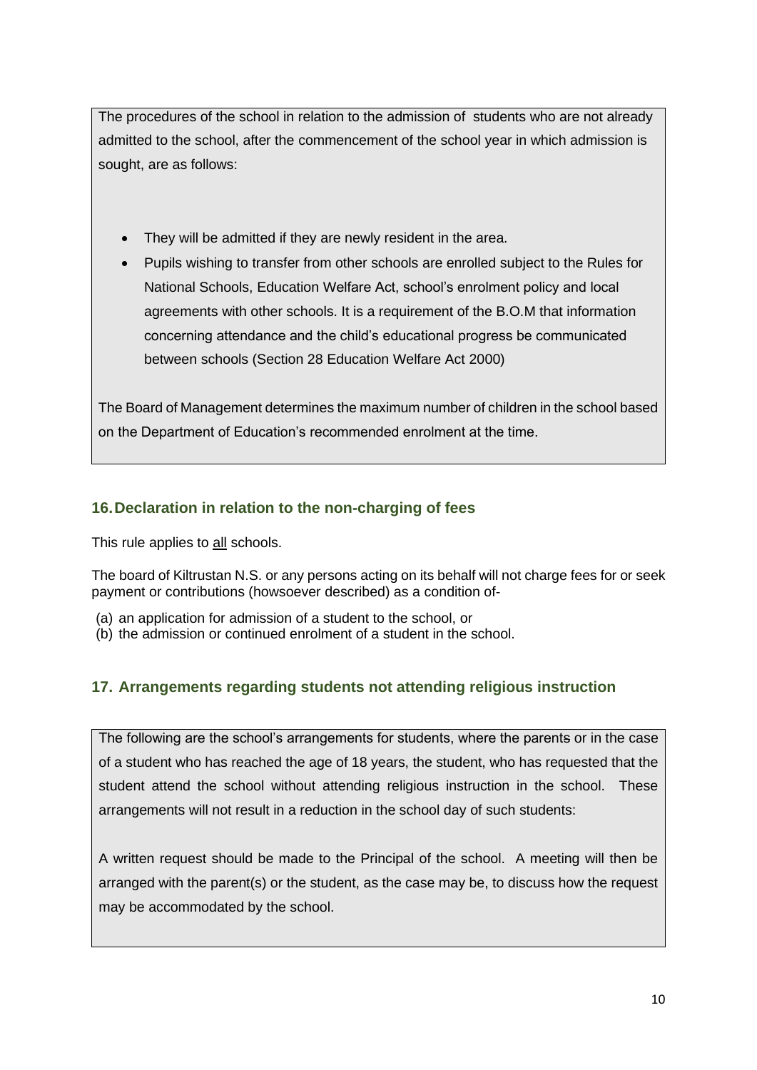The procedures of the school in relation to the admission of students who are not already admitted to the school, after the commencement of the school year in which admission is sought, are as follows:

- They will be admitted if they are newly resident in the area.
- Pupils wishing to transfer from other schools are enrolled subject to the Rules for National Schools, Education Welfare Act, school's enrolment policy and local agreements with other schools. It is a requirement of the B.O.M that information concerning attendance and the child's educational progress be communicated between schools (Section 28 Education Welfare Act 2000)

The Board of Management determines the maximum number of children in the school based on the Department of Education's recommended enrolment at the time.

## 16. Declaration in relation to the non-charging of fees

This rule applies to <u>all</u> schools.

The board of Kiltrustan N.S. or any persons acting on its behalf will not charge fees for or seek payment or contributions (howsoever described) as a condition of-

(a) an application for admission of a student to the school, or
(b) the admission or continued enrolment of a student in the school.

## 17. Arrangements regarding students not attending religious instruction

The following are the school's arrangements for students, where the parents or in the case of a student who has reached the age of 18 years, the student, who has requested that the student attend the school without attending religious instruction in the school. These arrangements will not result in a reduction in the school day of such students:

A written request should be made to the Principal of the school. A meeting will then be arranged with the parent(s) or the student, as the case may be, to discuss how the request may be accommodated by the school.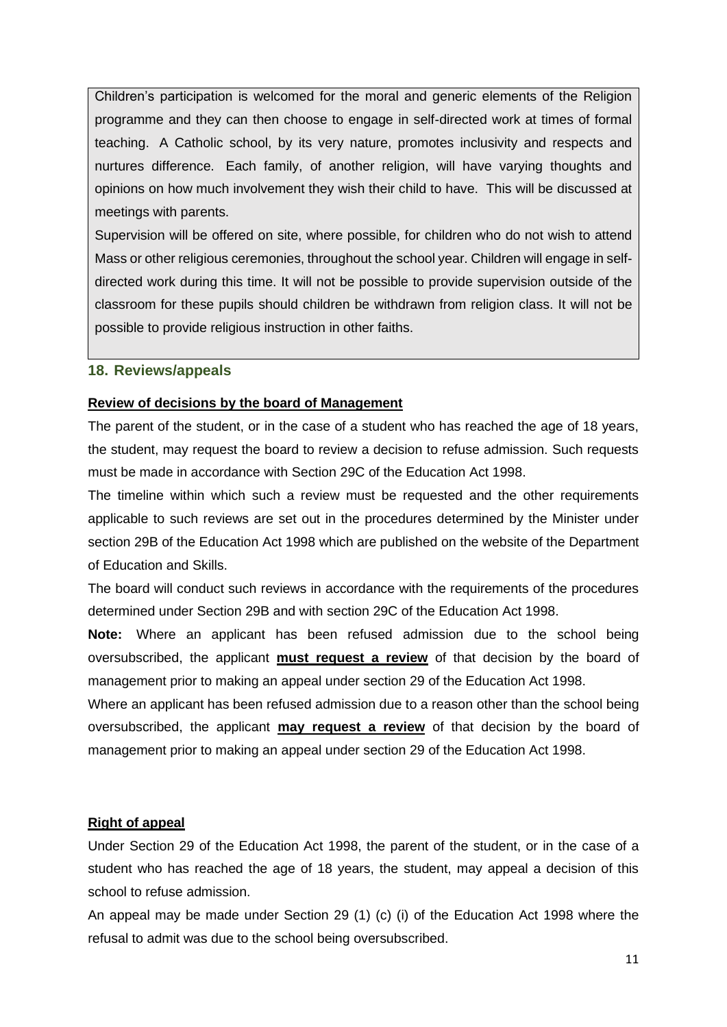Children's participation is welcomed for the moral and generic elements of the Religion programme and they can then choose to engage in self-directed work at times of formal teaching. A Catholic school, by its very nature, promotes inclusivity and respects and nurtures difference. Each family, of another religion, will have varying thoughts and opinions on how much involvement they wish their child to have. This will be discussed at meetings with parents.

Supervision will be offered on site, where possible, for children who do not wish to attend Mass or other religious ceremonies, throughout the school year. Children will engage in self-directed work during this time. It will not be possible to provide supervision outside of the classroom for these pupils should children be withdrawn from religion class. It will not be possible to provide religious instruction in other faiths.

## 18. Reviews/appeals

**Review of decisions by the board of Management**

The parent of the student, or in the case of a student who has reached the age of 18 years, the student, may request the board to review a decision to refuse admission. Such requests must be made in accordance with Section 29C of the Education Act 1998.

The timeline within which such a review must be requested and the other requirements applicable to such reviews are set out in the procedures determined by the Minister under section 29B of the Education Act 1998 which are published on the website of the Department of Education and Skills.

The board will conduct such reviews in accordance with the requirements of the procedures determined under Section 29B and with section 29C of the Education Act 1998.

**Note:** Where an applicant has been refused admission due to the school being oversubscribed, the applicant **must request a review** of that decision by the board of management prior to making an appeal under section 29 of the Education Act 1998.

Where an applicant has been refused admission due to a reason other than the school being oversubscribed, the applicant **may request a review** of that decision by the board of management prior to making an appeal under section 29 of the Education Act 1998.

**Right of appeal**

Under Section 29 of the Education Act 1998, the parent of the student, or in the case of a student who has reached the age of 18 years, the student, may appeal a decision of this school to refuse admission.

An appeal may be made under Section 29 (1) (c) (i) of the Education Act 1998 where the refusal to admit was due to the school being oversubscribed.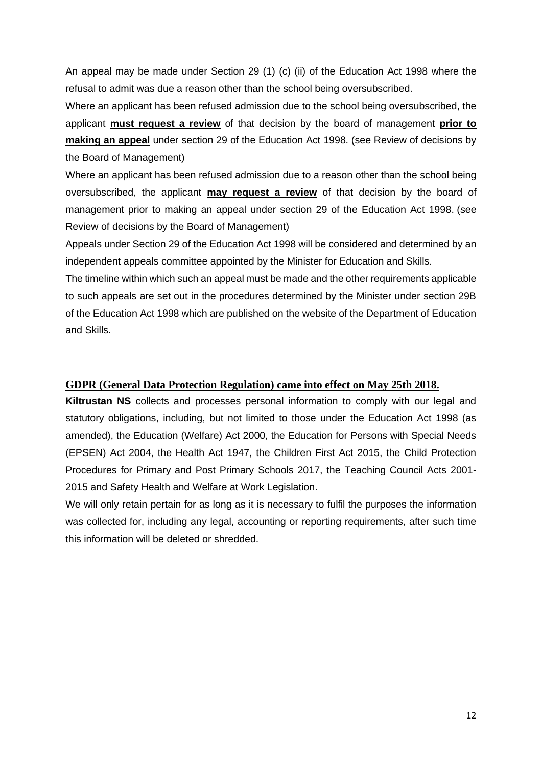An appeal may be made under Section 29 (1) (c) (ii) of the Education Act 1998 where the refusal to admit was due a reason other than the school being oversubscribed.

Where an applicant has been refused admission due to the school being oversubscribed, the applicant **must request a review** of that decision by the board of management **prior to making an appeal** under section 29 of the Education Act 1998. (see Review of decisions by the Board of Management)

Where an applicant has been refused admission due to a reason other than the school being oversubscribed, the applicant **may request a review** of that decision by the board of management prior to making an appeal under section 29 of the Education Act 1998. (see Review of decisions by the Board of Management)

Appeals under Section 29 of the Education Act 1998 will be considered and determined by an independent appeals committee appointed by the Minister for Education and Skills.

The timeline within which such an appeal must be made and the other requirements applicable to such appeals are set out in the procedures determined by the Minister under section 29B of the Education Act 1998 which are published on the website of the Department of Education and Skills.

## GDPR (General Data Protection Regulation) came into effect on May 25th 2018.

**Kiltrustan NS** collects and processes personal information to comply with our legal and statutory obligations, including, but not limited to those under the Education Act 1998 (as amended), the Education (Welfare) Act 2000, the Education for Persons with Special Needs (EPSEN) Act 2004, the Health Act 1947, the Children First Act 2015, the Child Protection Procedures for Primary and Post Primary Schools 2017, the Teaching Council Acts 2001-2015 and Safety Health and Welfare at Work Legislation.

We will only retain pertain for as long as it is necessary to fulfil the purposes the information was collected for, including any legal, accounting or reporting requirements, after such time this information will be deleted or shredded.